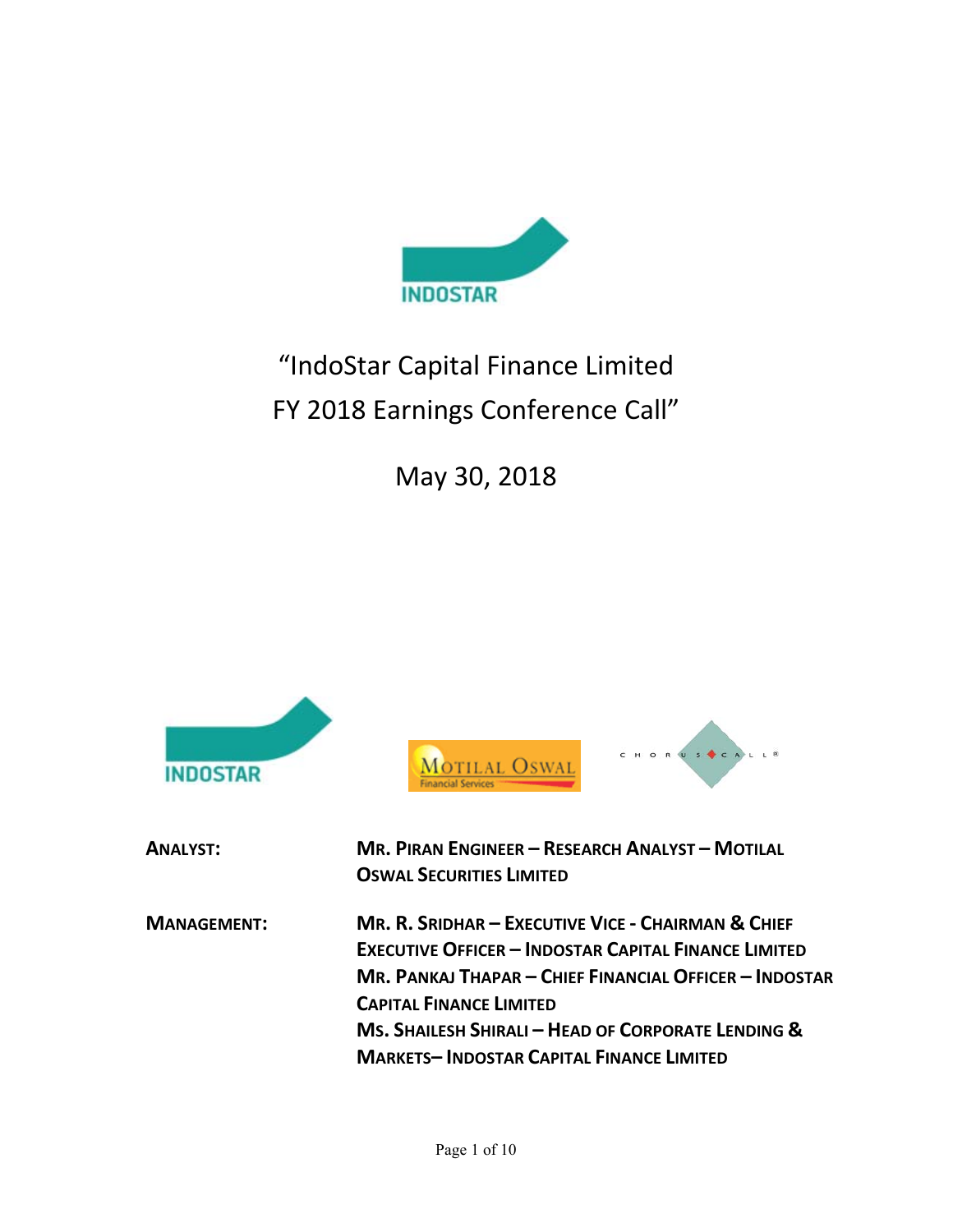# "IndoStar Capital Finance Limited FY 2018 Earnings Conference Call"

May 30, 2018

**ANALYST:** MR. PIRAN ENGINEER – RESEARCH ANALYST – MOTILAL OSWAL SECURITIES LIMITED

**MANAGEMENT:** MR. R. SRIDHAR – EXECUTIVE VICE - CHAIRMAN & CHIEF EXECUTIVE OFFICER – INDOSTAR CAPITAL FINANCE LIMITED

MR. PANKAJ THAPAR – CHIEF FINANCIAL OFFICER – INDOSTAR CAPITAL FINANCE LIMITED

MS. SHAILESH SHIRALI – HEAD OF CORPORATE LENDING & MARKETS– INDOSTAR CAPITAL FINANCE LIMITED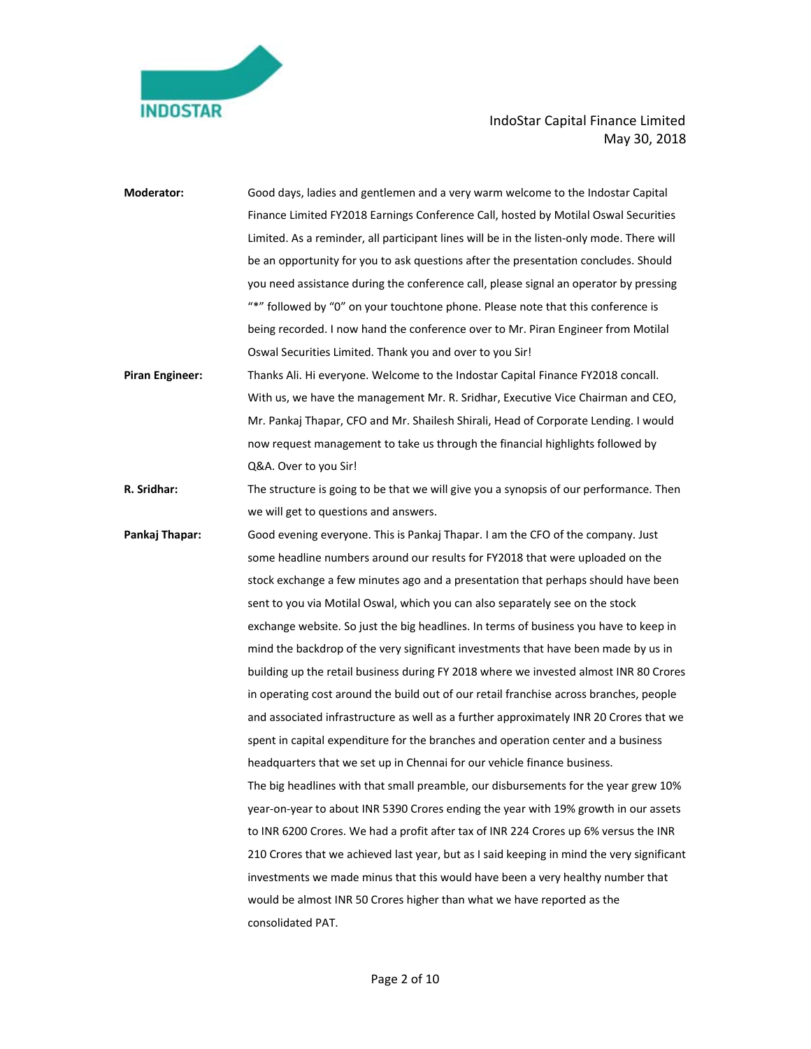**Moderator:** Good days, ladies and gentlemen and a very warm welcome to the Indostar Capital Finance Limited FY2018 Earnings Conference Call, hosted by Motilal Oswal Securities Limited. As a reminder, all participant lines will be in the listen-only mode. There will be an opportunity for you to ask questions after the presentation concludes. Should you need assistance during the conference call, please signal an operator by pressing "*" followed by "0" on your touchtone phone. Please note that this conference is being recorded. I now hand the conference over to Mr. Piran Engineer from Motilal Oswal Securities Limited. Thank you and over to you Sir!

**Piran Engineer:** Thanks Ali. Hi everyone. Welcome to the Indostar Capital Finance FY2018 concall. With us, we have the management Mr. R. Sridhar, Executive Vice Chairman and CEO, Mr. Pankaj Thapar, CFO and Mr. Shailesh Shirali, Head of Corporate Lending. I would now request management to take us through the financial highlights followed by Q&A. Over to you Sir!

**R. Sridhar:** The structure is going to be that we will give you a synopsis of our performance. Then we will get to questions and answers.

**Pankaj Thapar:** Good evening everyone. This is Pankaj Thapar. I am the CFO of the company. Just some headline numbers around our results for FY2018 that were uploaded on the stock exchange a few minutes ago and a presentation that perhaps should have been sent to you via Motilal Oswal, which you can also separately see on the stock exchange website. So just the big headlines. In terms of business you have to keep in mind the backdrop of the very significant investments that have been made by us in building up the retail business during FY 2018 where we invested almost INR 80 Crores in operating cost around the build out of our retail franchise across branches, people and associated infrastructure as well as a further approximately INR 20 Crores that we spent in capital expenditure for the branches and operation center and a business headquarters that we set up in Chennai for our vehicle finance business.

The big headlines with that small preamble, our disbursements for the year grew 10% year-on-year to about INR 5390 Crores ending the year with 19% growth in our assets to INR 6200 Crores. We had a profit after tax of INR 224 Crores up 6% versus the INR 210 Crores that we achieved last year, but as I said keeping in mind the very significant investments we made minus that this would have been a very healthy number that would be almost INR 50 Crores higher than what we have reported as the consolidated PAT.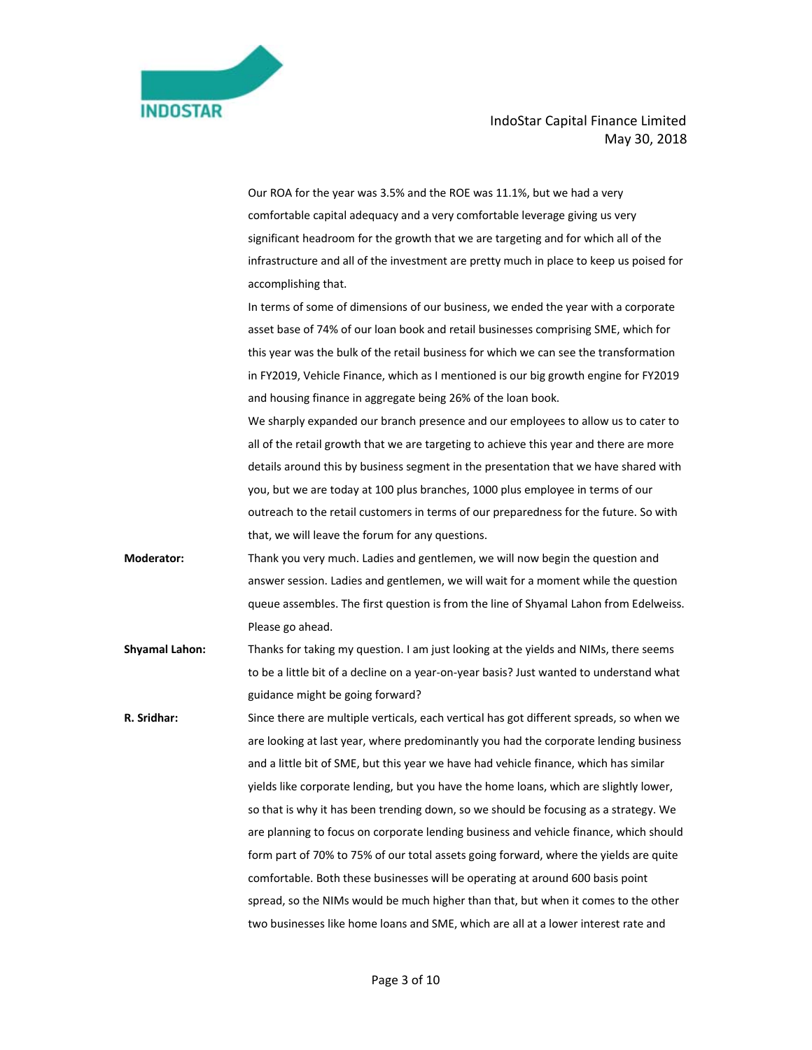Our ROA for the year was 3.5% and the ROE was 11.1%, but we had a very comfortable capital adequacy and a very comfortable leverage giving us very significant headroom for the growth that we are targeting and for which all of the infrastructure and all of the investment are pretty much in place to keep us poised for accomplishing that.

In terms of some of dimensions of our business, we ended the year with a corporate asset base of 74% of our loan book and retail businesses comprising SME, which for this year was the bulk of the retail business for which we can see the transformation in FY2019, Vehicle Finance, which as I mentioned is our big growth engine for FY2019 and housing finance in aggregate being 26% of the loan book.

We sharply expanded our branch presence and our employees to allow us to cater to all of the retail growth that we are targeting to achieve this year and there are more details around this by business segment in the presentation that we have shared with you, but we are today at 100 plus branches, 1000 plus employee in terms of our outreach to the retail customers in terms of our preparedness for the future. So with that, we will leave the forum for any questions.

**Moderator:** Thank you very much. Ladies and gentlemen, we will now begin the question and answer session. Ladies and gentlemen, we will wait for a moment while the question queue assembles. The first question is from the line of Shyamal Lahon from Edelweiss. Please go ahead.

**Shyamal Lahon:** Thanks for taking my question. I am just looking at the yields and NIMs, there seems to be a little bit of a decline on a year-on-year basis? Just wanted to understand what guidance might be going forward?

**R. Sridhar:** Since there are multiple verticals, each vertical has got different spreads, so when we are looking at last year, where predominantly you had the corporate lending business and a little bit of SME, but this year we have had vehicle finance, which has similar yields like corporate lending, but you have the home loans, which are slightly lower, so that is why it has been trending down, so we should be focusing as a strategy. We are planning to focus on corporate lending business and vehicle finance, which should form part of 70% to 75% of our total assets going forward, where the yields are quite comfortable. Both these businesses will be operating at around 600 basis point spread, so the NIMs would be much higher than that, but when it comes to the other two businesses like home loans and SME, which are all at a lower interest rate and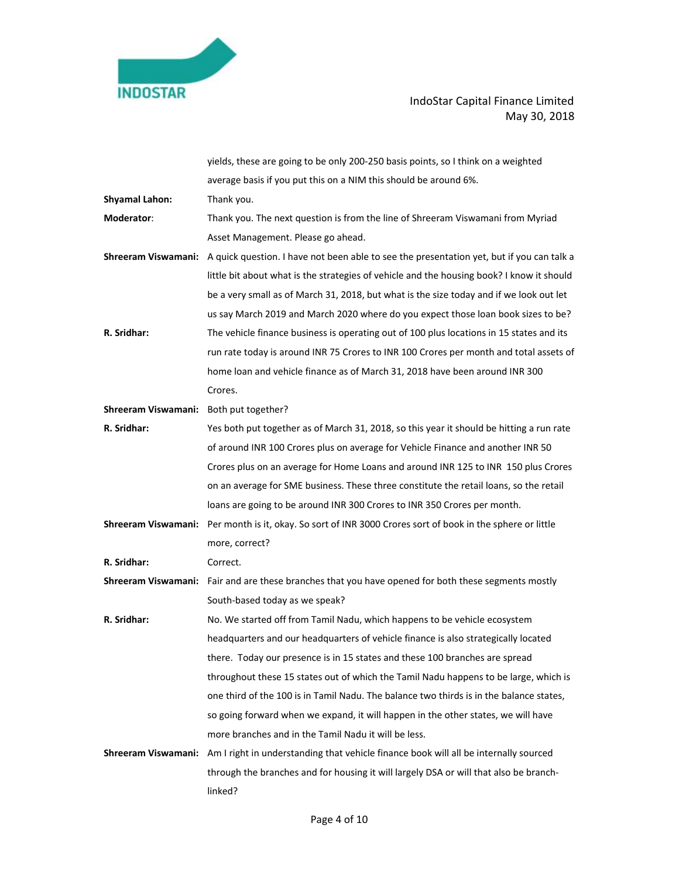yields, these are going to be only 200-250 basis points, so I think on a weighted average basis if you put this on a NIM this should be around 6%.

**Shyamal Lahon:** Thank you.

**Moderator**: Thank you. The next question is from the line of Shreeram Viswamani from Myriad Asset Management. Please go ahead.

**Shreeram Viswamani:** A quick question. I have not been able to see the presentation yet, but if you can talk a little bit about what is the strategies of vehicle and the housing book? I know it should be a very small as of March 31, 2018, but what is the size today and if we look out let us say March 2019 and March 2020 where do you expect those loan book sizes to be?

**R. Sridhar:** The vehicle finance business is operating out of 100 plus locations in 15 states and its run rate today is around INR 75 Crores to INR 100 Crores per month and total assets of home loan and vehicle finance as of March 31, 2018 have been around INR 300 Crores.

**Shreeram Viswamani:** Both put together?

**R. Sridhar:** Yes both put together as of March 31, 2018, so this year it should be hitting a run rate of around INR 100 Crores plus on average for Vehicle Finance and another INR 50 Crores plus on an average for Home Loans and around INR 125 to INR 150 plus Crores on an average for SME business. These three constitute the retail loans, so the retail loans are going to be around INR 300 Crores to INR 350 Crores per month.

**Shreeram Viswamani:** Per month is it, okay. So sort of INR 3000 Crores sort of book in the sphere or little more, correct?

**R. Sridhar:** Correct.

**Shreeram Viswamani:** Fair and are these branches that you have opened for both these segments mostly South-based today as we speak?

**R. Sridhar:** No. We started off from Tamil Nadu, which happens to be vehicle ecosystem headquarters and our headquarters of vehicle finance is also strategically located there. Today our presence is in 15 states and these 100 branches are spread throughout these 15 states out of which the Tamil Nadu happens to be large, which is one third of the 100 is in Tamil Nadu. The balance two thirds is in the balance states, so going forward when we expand, it will happen in the other states, we will have more branches and in the Tamil Nadu it will be less.

**Shreeram Viswamani:** Am I right in understanding that vehicle finance book will all be internally sourced through the branches and for housing it will largely DSA or will that also be branch-linked?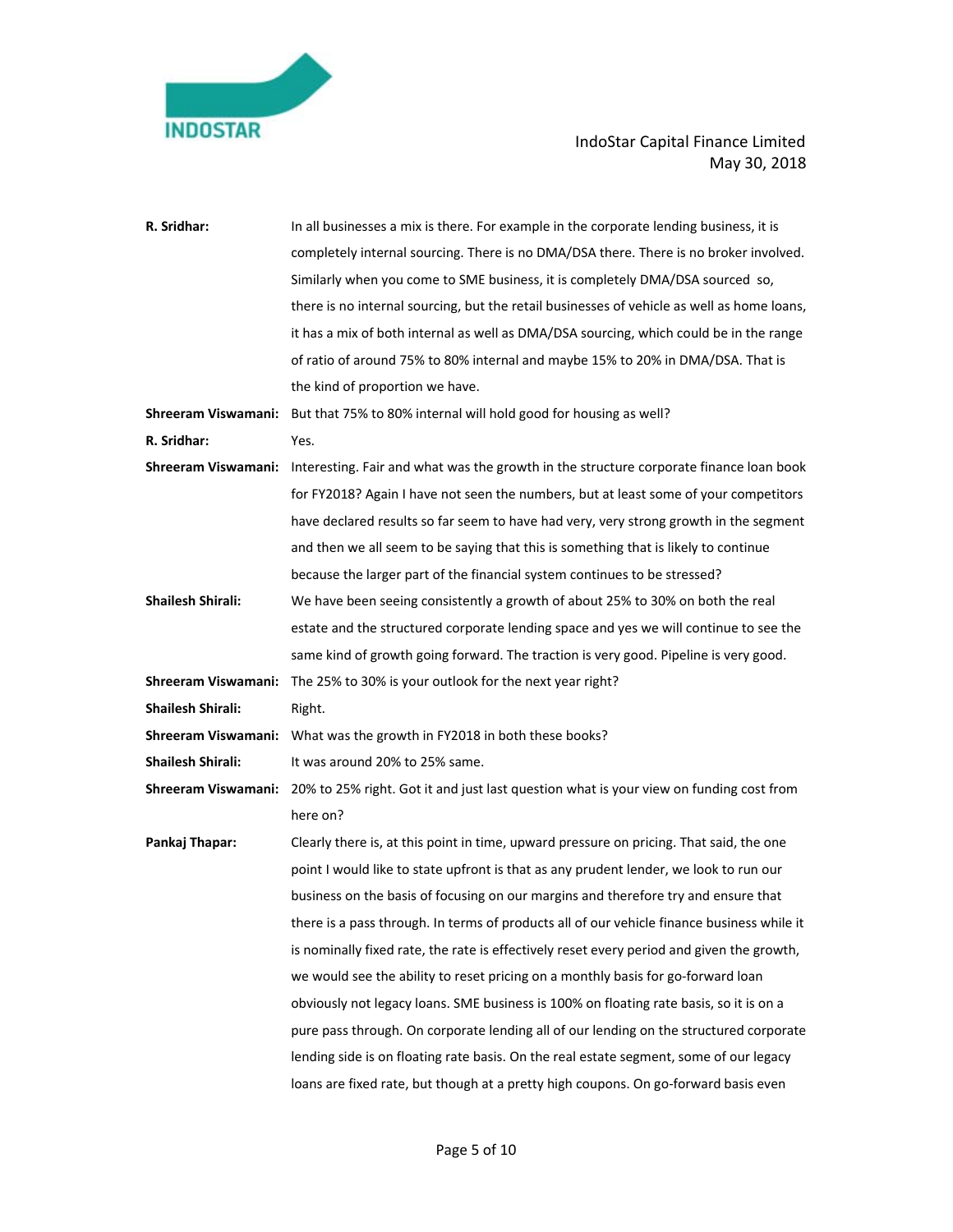**R. Sridhar:** In all businesses a mix is there. For example in the corporate lending business, it is completely internal sourcing. There is no DMA/DSA there. There is no broker involved. Similarly when you come to SME business, it is completely DMA/DSA sourced so, there is no internal sourcing, but the retail businesses of vehicle as well as home loans, it has a mix of both internal as well as DMA/DSA sourcing, which could be in the range of ratio of around 75% to 80% internal and maybe 15% to 20% in DMA/DSA. That is the kind of proportion we have.

**Shreeram Viswamani:** But that 75% to 80% internal will hold good for housing as well?

**R. Sridhar:** Yes.

**Shreeram Viswamani:** Interesting. Fair and what was the growth in the structure corporate finance loan book for FY2018? Again I have not seen the numbers, but at least some of your competitors have declared results so far seem to have had very, very strong growth in the segment and then we all seem to be saying that this is something that is likely to continue because the larger part of the financial system continues to be stressed?

**Shailesh Shirali:** We have been seeing consistently a growth of about 25% to 30% on both the real estate and the structured corporate lending space and yes we will continue to see the same kind of growth going forward. The traction is very good. Pipeline is very good.

**Shreeram Viswamani:** The 25% to 30% is your outlook for the next year right?

**Shailesh Shirali:** Right.

**Shreeram Viswamani:** What was the growth in FY2018 in both these books?

**Shailesh Shirali:** It was around 20% to 25% same.

**Shreeram Viswamani:** 20% to 25% right. Got it and just last question what is your view on funding cost from here on?

**Pankaj Thapar:** Clearly there is, at this point in time, upward pressure on pricing. That said, the one point I would like to state upfront is that as any prudent lender, we look to run our business on the basis of focusing on our margins and therefore try and ensure that there is a pass through. In terms of products all of our vehicle finance business while it is nominally fixed rate, the rate is effectively reset every period and given the growth, we would see the ability to reset pricing on a monthly basis for go-forward loan obviously not legacy loans. SME business is 100% on floating rate basis, so it is on a pure pass through. On corporate lending all of our lending on the structured corporate lending side is on floating rate basis. On the real estate segment, some of our legacy loans are fixed rate, but though at a pretty high coupons. On go-forward basis even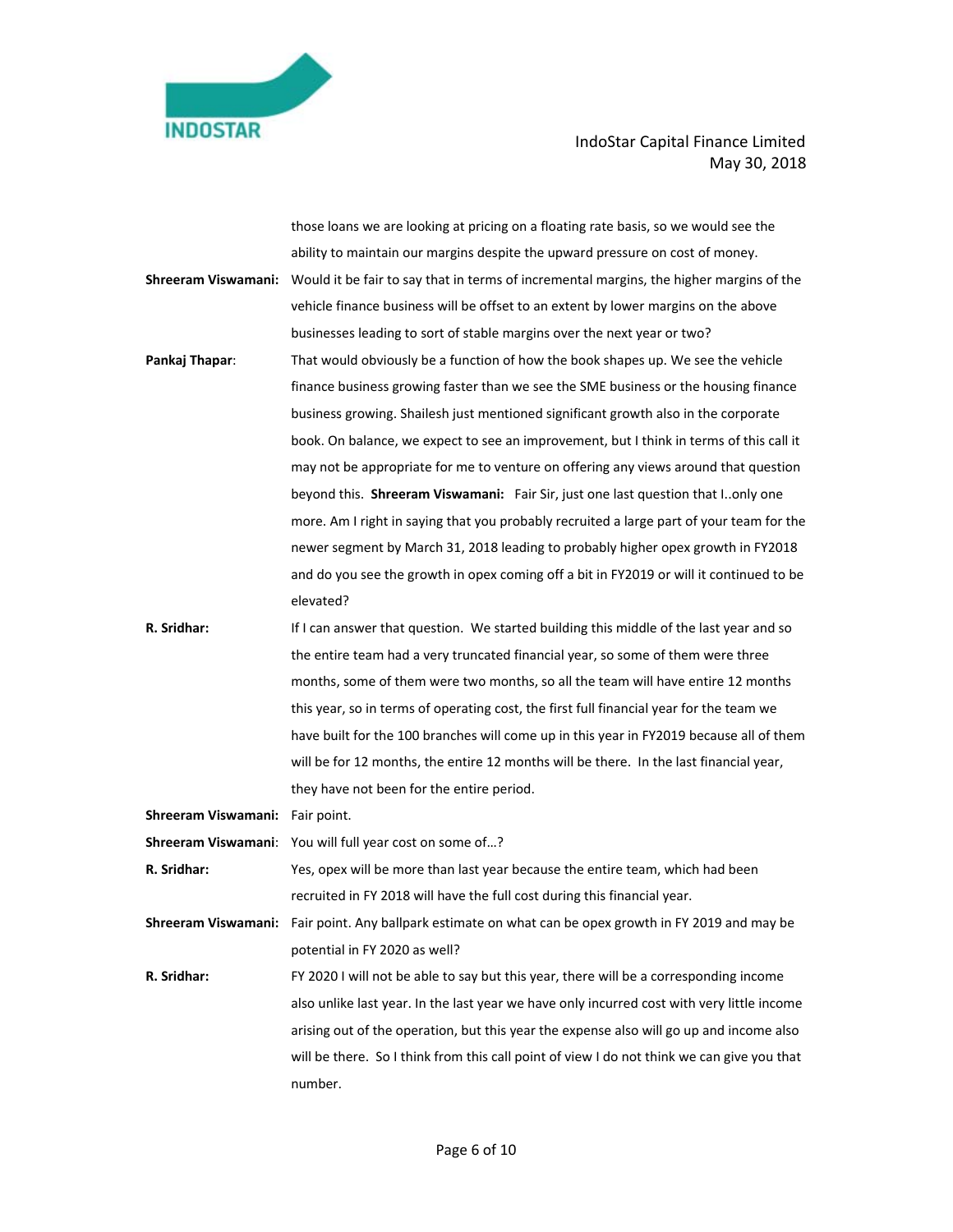those loans we are looking at pricing on a floating rate basis, so we would see the ability to maintain our margins despite the upward pressure on cost of money.

**Shreeram Viswamani:** Would it be fair to say that in terms of incremental margins, the higher margins of the vehicle finance business will be offset to an extent by lower margins on the above businesses leading to sort of stable margins over the next year or two?

**Pankaj Thapar**: That would obviously be a function of how the book shapes up. We see the vehicle finance business growing faster than we see the SME business or the housing finance business growing. Shailesh just mentioned significant growth also in the corporate book. On balance, we expect to see an improvement, but I think in terms of this call it may not be appropriate for me to venture on offering any views around that question beyond this. **Shreeram Viswamani:** Fair Sir, just one last question that I..only one more. Am I right in saying that you probably recruited a large part of your team for the newer segment by March 31, 2018 leading to probably higher opex growth in FY2018 and do you see the growth in opex coming off a bit in FY2019 or will it continued to be elevated?

**R. Sridhar:** If I can answer that question. We started building this middle of the last year and so the entire team had a very truncated financial year, so some of them were three months, some of them were two months, so all the team will have entire 12 months this year, so in terms of operating cost, the first full financial year for the team we have built for the 100 branches will come up in this year in FY2019 because all of them will be for 12 months, the entire 12 months will be there. In the last financial year, they have not been for the entire period.

**Shreeram Viswamani:** Fair point.

**Shreeram Viswamani**: You will full year cost on some of…?

**R. Sridhar:** Yes, opex will be more than last year because the entire team, which had been recruited in FY 2018 will have the full cost during this financial year.

**Shreeram Viswamani:** Fair point. Any ballpark estimate on what can be opex growth in FY 2019 and may be potential in FY 2020 as well?

**R. Sridhar:** FY 2020 I will not be able to say but this year, there will be a corresponding income also unlike last year. In the last year we have only incurred cost with very little income arising out of the operation, but this year the expense also will go up and income also will be there. So I think from this call point of view I do not think we can give you that number.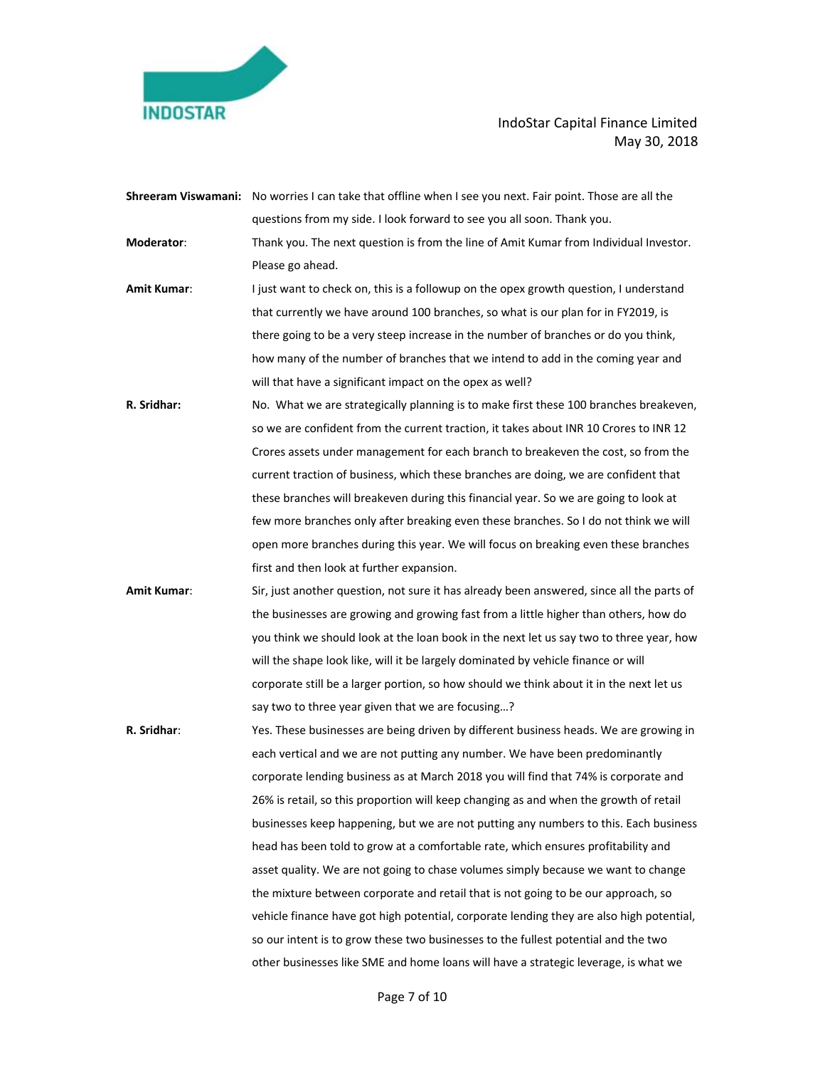**Shreeram Viswamani:** No worries I can take that offline when I see you next. Fair point. Those are all the questions from my side. I look forward to see you all soon. Thank you.

**Moderator**: Thank you. The next question is from the line of Amit Kumar from Individual Investor. Please go ahead.

**Amit Kumar**: I just want to check on, this is a followup on the opex growth question, I understand that currently we have around 100 branches, so what is our plan for in FY2019, is there going to be a very steep increase in the number of branches or do you think, how many of the number of branches that we intend to add in the coming year and will that have a significant impact on the opex as well?

**R. Sridhar:** No. What we are strategically planning is to make first these 100 branches breakeven, so we are confident from the current traction, it takes about INR 10 Crores to INR 12 Crores assets under management for each branch to breakeven the cost, so from the current traction of business, which these branches are doing, we are confident that these branches will breakeven during this financial year. So we are going to look at few more branches only after breaking even these branches. So I do not think we will open more branches during this year. We will focus on breaking even these branches first and then look at further expansion.

**Amit Kumar**: Sir, just another question, not sure it has already been answered, since all the parts of the businesses are growing and growing fast from a little higher than others, how do you think we should look at the loan book in the next let us say two to three year, how will the shape look like, will it be largely dominated by vehicle finance or will corporate still be a larger portion, so how should we think about it in the next let us say two to three year given that we are focusing…?

**R. Sridhar**: Yes. These businesses are being driven by different business heads. We are growing in each vertical and we are not putting any number. We have been predominantly corporate lending business as at March 2018 you will find that 74% is corporate and 26% is retail, so this proportion will keep changing as and when the growth of retail businesses keep happening, but we are not putting any numbers to this. Each business head has been told to grow at a comfortable rate, which ensures profitability and asset quality. We are not going to chase volumes simply because we want to change the mixture between corporate and retail that is not going to be our approach, so vehicle finance have got high potential, corporate lending they are also high potential, so our intent is to grow these two businesses to the fullest potential and the two other businesses like SME and home loans will have a strategic leverage, is what we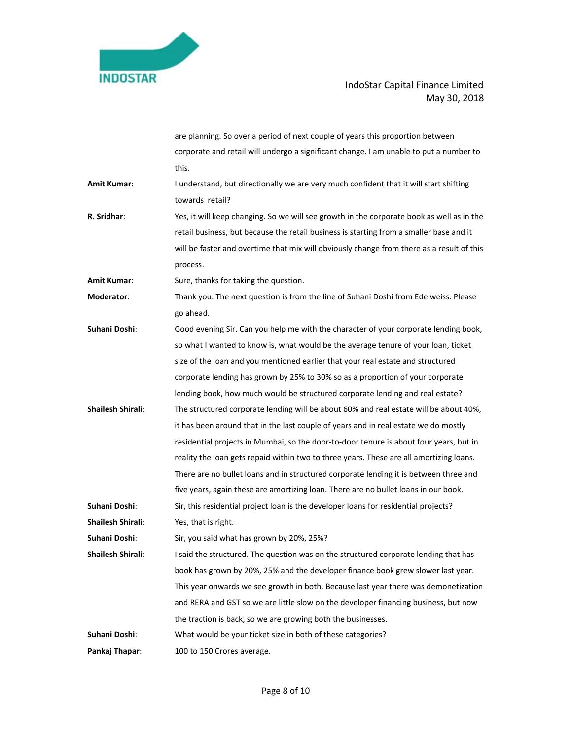are planning. So over a period of next couple of years this proportion between corporate and retail will undergo a significant change. I am unable to put a number to this.

**Amit Kumar**: I understand, but directionally we are very much confident that it will start shifting towards retail?

**R. Sridhar**: Yes, it will keep changing. So we will see growth in the corporate book as well as in the retail business, but because the retail business is starting from a smaller base and it will be faster and overtime that mix will obviously change from there as a result of this process.

**Amit Kumar**: Sure, thanks for taking the question.

**Moderator**: Thank you. The next question is from the line of Suhani Doshi from Edelweiss. Please go ahead.

**Suhani Doshi**: Good evening Sir. Can you help me with the character of your corporate lending book, so what I wanted to know is, what would be the average tenure of your loan, ticket size of the loan and you mentioned earlier that your real estate and structured corporate lending has grown by 25% to 30% so as a proportion of your corporate lending book, how much would be structured corporate lending and real estate?

**Shailesh Shirali**: The structured corporate lending will be about 60% and real estate will be about 40%, it has been around that in the last couple of years and in real estate we do mostly residential projects in Mumbai, so the door-to-door tenure is about four years, but in reality the loan gets repaid within two to three years. These are all amortizing loans. There are no bullet loans and in structured corporate lending it is between three and five years, again these are amortizing loan. There are no bullet loans in our book.

**Suhani Doshi**: Sir, this residential project loan is the developer loans for residential projects?

**Shailesh Shirali**: Yes, that is right.

**Suhani Doshi**: Sir, you said what has grown by 20%, 25%?

**Shailesh Shirali**: I said the structured. The question was on the structured corporate lending that has book has grown by 20%, 25% and the developer finance book grew slower last year. This year onwards we see growth in both. Because last year there was demonetization and RERA and GST so we are little slow on the developer financing business, but now the traction is back, so we are growing both the businesses.

**Suhani Doshi**: What would be your ticket size in both of these categories?

**Pankaj Thapar**: 100 to 150 Crores average.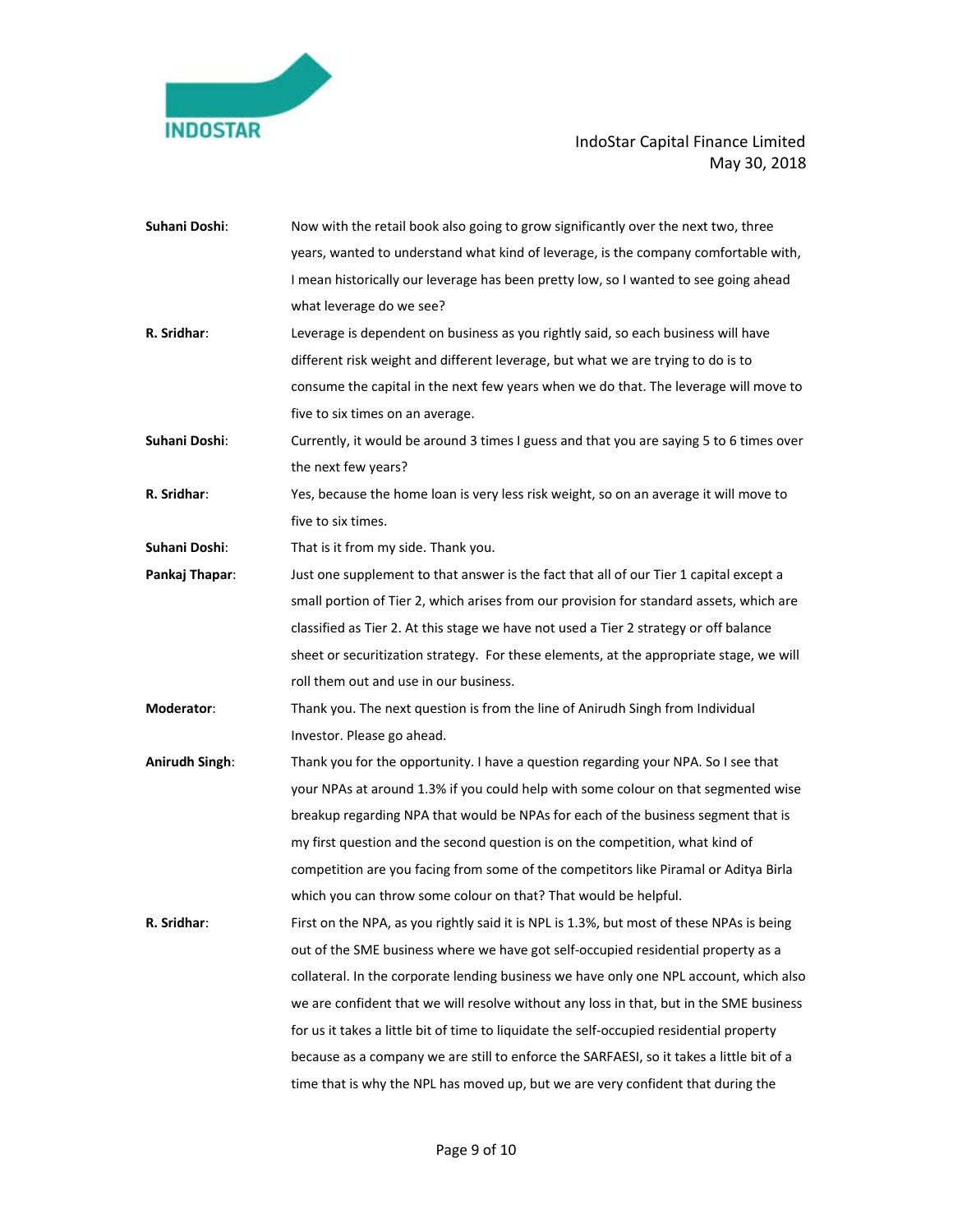**Suhani Doshi**: Now with the retail book also going to grow significantly over the next two, three years, wanted to understand what kind of leverage, is the company comfortable with, I mean historically our leverage has been pretty low, so I wanted to see going ahead what leverage do we see?

**R. Sridhar**: Leverage is dependent on business as you rightly said, so each business will have different risk weight and different leverage, but what we are trying to do is to consume the capital in the next few years when we do that. The leverage will move to five to six times on an average.

**Suhani Doshi**: Currently, it would be around 3 times I guess and that you are saying 5 to 6 times over the next few years?

**R. Sridhar**: Yes, because the home loan is very less risk weight, so on an average it will move to five to six times.

**Suhani Doshi**: That is it from my side. Thank you.

**Pankaj Thapar**: Just one supplement to that answer is the fact that all of our Tier 1 capital except a small portion of Tier 2, which arises from our provision for standard assets, which are classified as Tier 2. At this stage we have not used a Tier 2 strategy or off balance sheet or securitization strategy. For these elements, at the appropriate stage, we will roll them out and use in our business.

**Moderator**: Thank you. The next question is from the line of Anirudh Singh from Individual Investor. Please go ahead.

**Anirudh Singh**: Thank you for the opportunity. I have a question regarding your NPA. So I see that your NPAs at around 1.3% if you could help with some colour on that segmented wise breakup regarding NPA that would be NPAs for each of the business segment that is my first question and the second question is on the competition, what kind of competition are you facing from some of the competitors like Piramal or Aditya Birla which you can throw some colour on that? That would be helpful.

**R. Sridhar**: First on the NPA, as you rightly said it is NPL is 1.3%, but most of these NPAs is being out of the SME business where we have got self-occupied residential property as a collateral. In the corporate lending business we have only one NPL account, which also we are confident that we will resolve without any loss in that, but in the SME business for us it takes a little bit of time to liquidate the self-occupied residential property because as a company we are still to enforce the SARFAESI, so it takes a little bit of a time that is why the NPL has moved up, but we are very confident that during the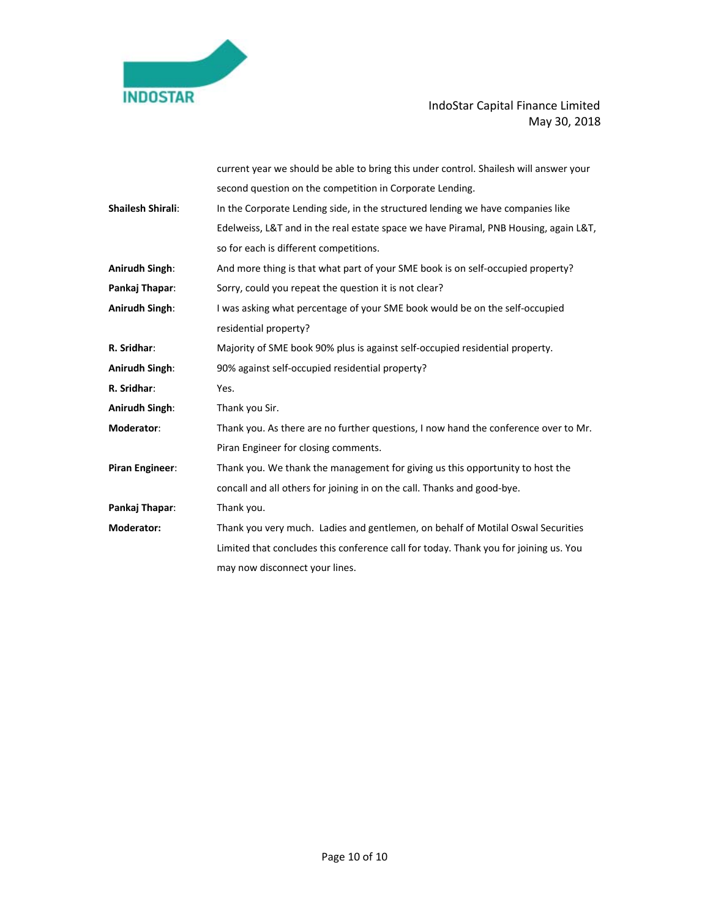current year we should be able to bring this under control. Shailesh will answer your second question on the competition in Corporate Lending.

**Shailesh Shirali**: In the Corporate Lending side, in the structured lending we have companies like Edelweiss, L&T and in the real estate space we have Piramal, PNB Housing, again L&T, so for each is different competitions.

**Anirudh Singh**: And more thing is that what part of your SME book is on self-occupied property?

**Pankaj Thapar**: Sorry, could you repeat the question it is not clear?

**Anirudh Singh**: I was asking what percentage of your SME book would be on the self-occupied residential property?

**R. Sridhar**: Majority of SME book 90% plus is against self-occupied residential property.

**Anirudh Singh**: 90% against self-occupied residential property?

**R. Sridhar**: Yes.

**Anirudh Singh**: Thank you Sir.

**Moderator**: Thank you. As there are no further questions, I now hand the conference over to Mr. Piran Engineer for closing comments.

**Piran Engineer**: Thank you. We thank the management for giving us this opportunity to host the concall and all others for joining in on the call. Thanks and good-bye.

**Pankaj Thapar**: Thank you.

**Moderator:** Thank you very much. Ladies and gentlemen, on behalf of Motilal Oswal Securities Limited that concludes this conference call for today. Thank you for joining us. You may now disconnect your lines.